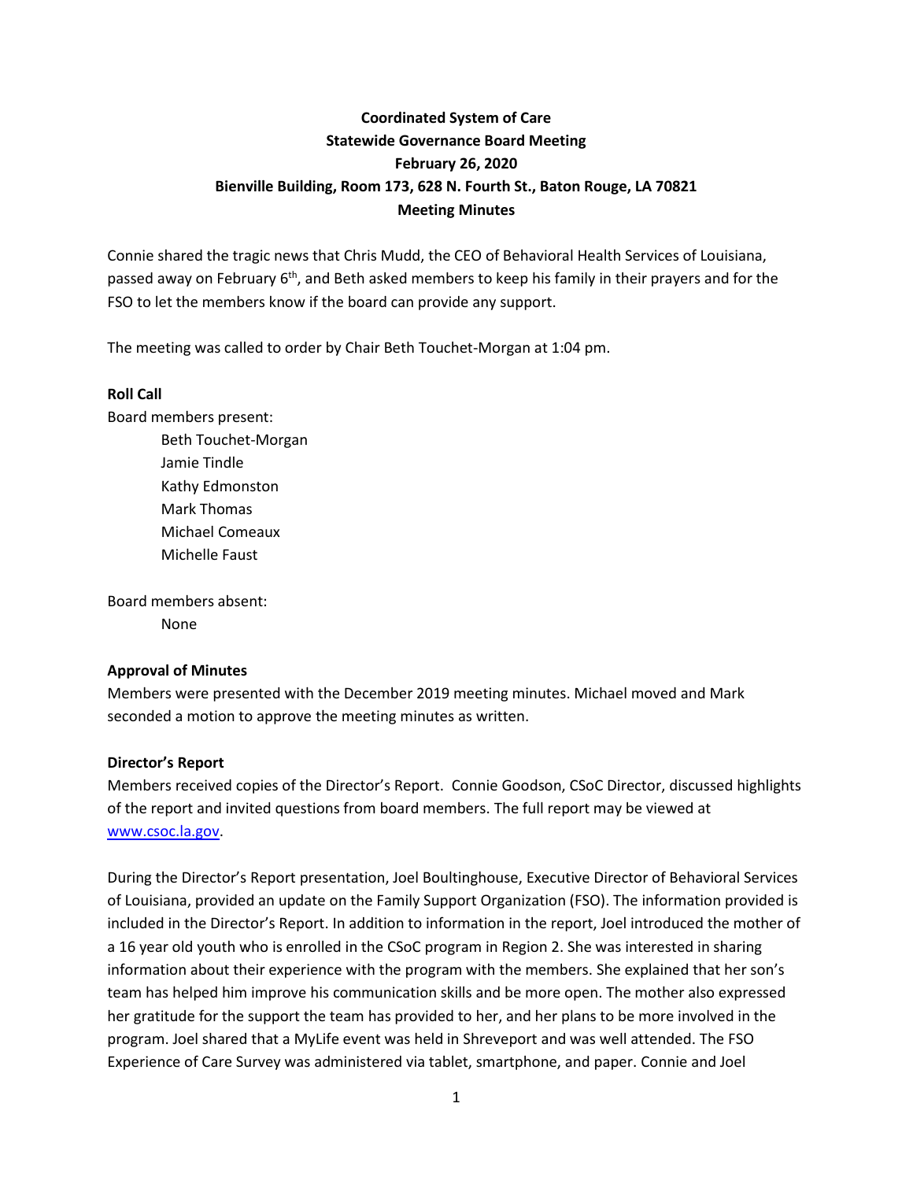**Coordinated System of Care**
**Statewide Governance Board Meeting**
**February 26, 2020**
**Bienville Building, Room 173, 628 N. Fourth St., Baton Rouge, LA 70821**
**Meeting Minutes**

Connie shared the tragic news that Chris Mudd, the CEO of Behavioral Health Services of Louisiana, passed away on February 6th, and Beth asked members to keep his family in their prayers and for the FSO to let the members know if the board can provide any support.

The meeting was called to order by Chair Beth Touchet-Morgan at 1:04 pm.

**Roll Call**

Board members present:

- Beth Touchet-Morgan
- Jamie Tindle
- Kathy Edmonston
- Mark Thomas
- Michael Comeaux
- Michelle Faust

Board members absent:

- None

**Approval of Minutes**

Members were presented with the December 2019 meeting minutes. Michael moved and Mark seconded a motion to approve the meeting minutes as written.

**Director's Report**

Members received copies of the Director's Report. Connie Goodson, CSoC Director, discussed highlights of the report and invited questions from board members. The full report may be viewed at [www.csoc.la.gov](www.csoc.la.gov).

During the Director's Report presentation, Joel Boultinghouse, Executive Director of Behavioral Services of Louisiana, provided an update on the Family Support Organization (FSO). The information provided is included in the Director's Report. In addition to information in the report, Joel introduced the mother of a 16 year old youth who is enrolled in the CSoC program in Region 2. She was interested in sharing information about their experience with the program with the members. She explained that her son's team has helped him improve his communication skills and be more open. The mother also expressed her gratitude for the support the team has provided to her, and her plans to be more involved in the program. Joel shared that a MyLife event was held in Shreveport and was well attended. The FSO Experience of Care Survey was administered via tablet, smartphone, and paper. Connie and Joel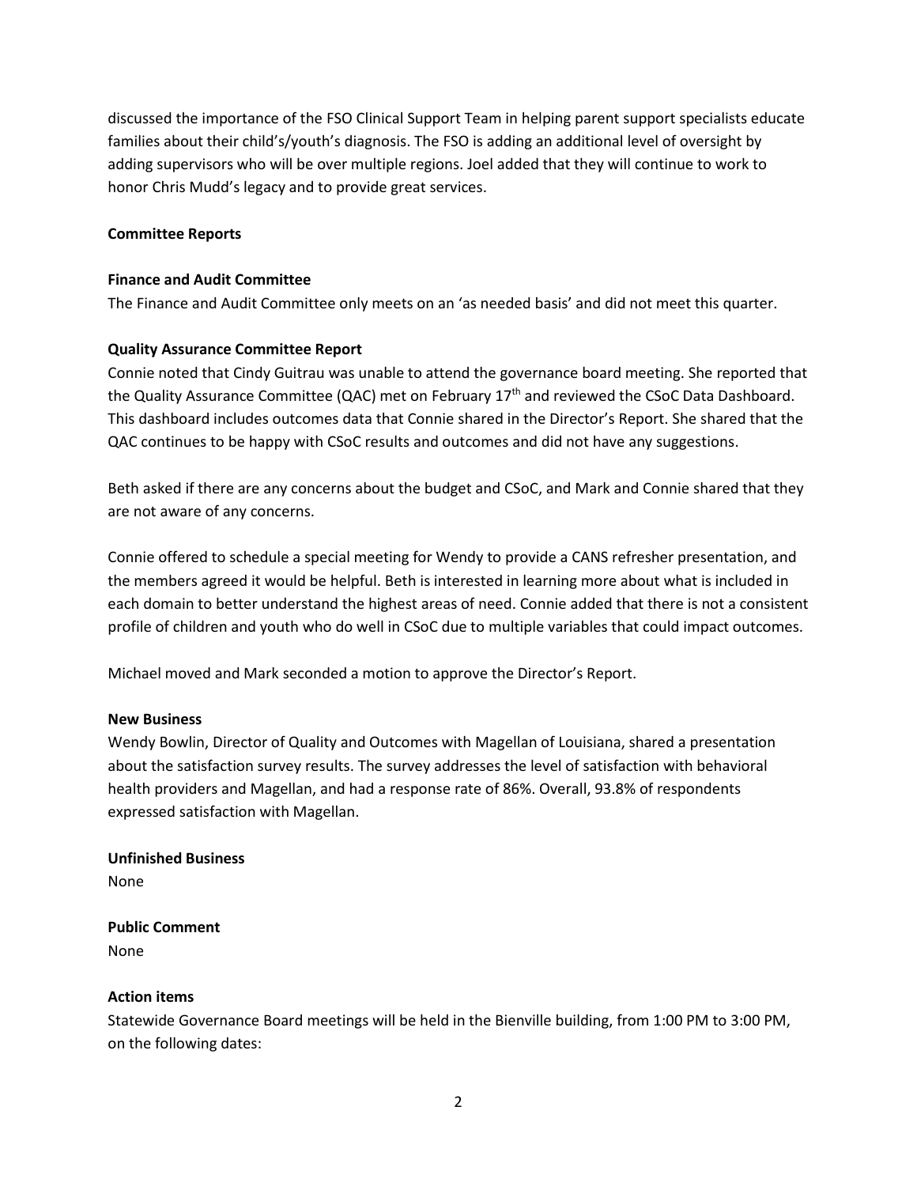discussed the importance of the FSO Clinical Support Team in helping parent support specialists educate families about their child's/youth's diagnosis. The FSO is adding an additional level of oversight by adding supervisors who will be over multiple regions. Joel added that they will continue to work to honor Chris Mudd's legacy and to provide great services.

**Committee Reports**

**Finance and Audit Committee**

The Finance and Audit Committee only meets on an 'as needed basis' and did not meet this quarter.

**Quality Assurance Committee Report**

Connie noted that Cindy Guitrau was unable to attend the governance board meeting. She reported that the Quality Assurance Committee (QAC) met on February 17th and reviewed the CSoC Data Dashboard. This dashboard includes outcomes data that Connie shared in the Director's Report. She shared that the QAC continues to be happy with CSoC results and outcomes and did not have any suggestions.

Beth asked if there are any concerns about the budget and CSoC, and Mark and Connie shared that they are not aware of any concerns.

Connie offered to schedule a special meeting for Wendy to provide a CANS refresher presentation, and the members agreed it would be helpful. Beth is interested in learning more about what is included in each domain to better understand the highest areas of need. Connie added that there is not a consistent profile of children and youth who do well in CSoC due to multiple variables that could impact outcomes.

Michael moved and Mark seconded a motion to approve the Director's Report.

**New Business**

Wendy Bowlin, Director of Quality and Outcomes with Magellan of Louisiana, shared a presentation about the satisfaction survey results. The survey addresses the level of satisfaction with behavioral health providers and Magellan, and had a response rate of 86%. Overall, 93.8% of respondents expressed satisfaction with Magellan.

**Unfinished Business**

None

**Public Comment**

None

**Action items**

Statewide Governance Board meetings will be held in the Bienville building, from 1:00 PM to 3:00 PM, on the following dates: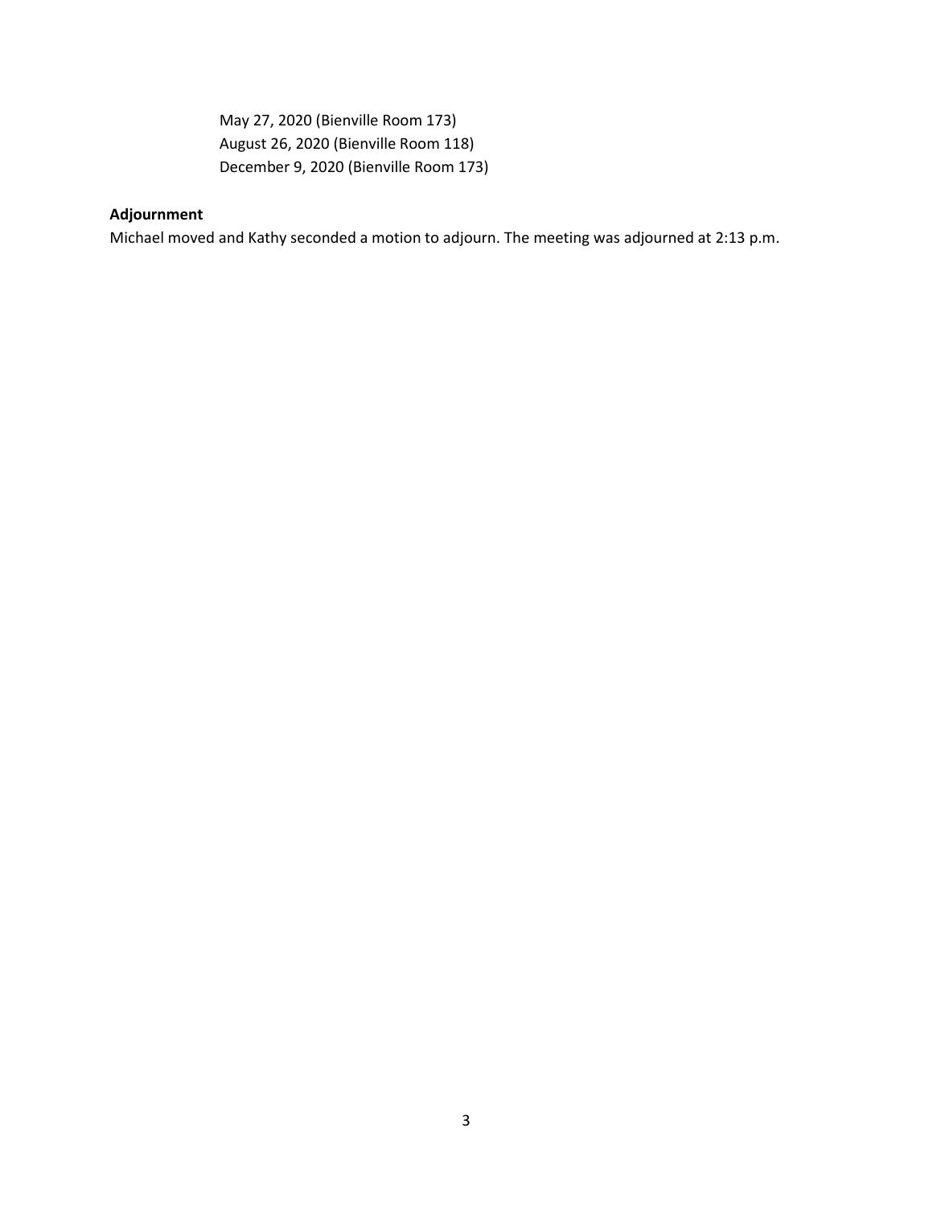May 27, 2020 (Bienville Room 173)
August 26, 2020 (Bienville Room 118)
December 9, 2020 (Bienville Room 173)

**Adjournment**

Michael moved and Kathy seconded a motion to adjourn. The meeting was adjourned at 2:13 p.m.